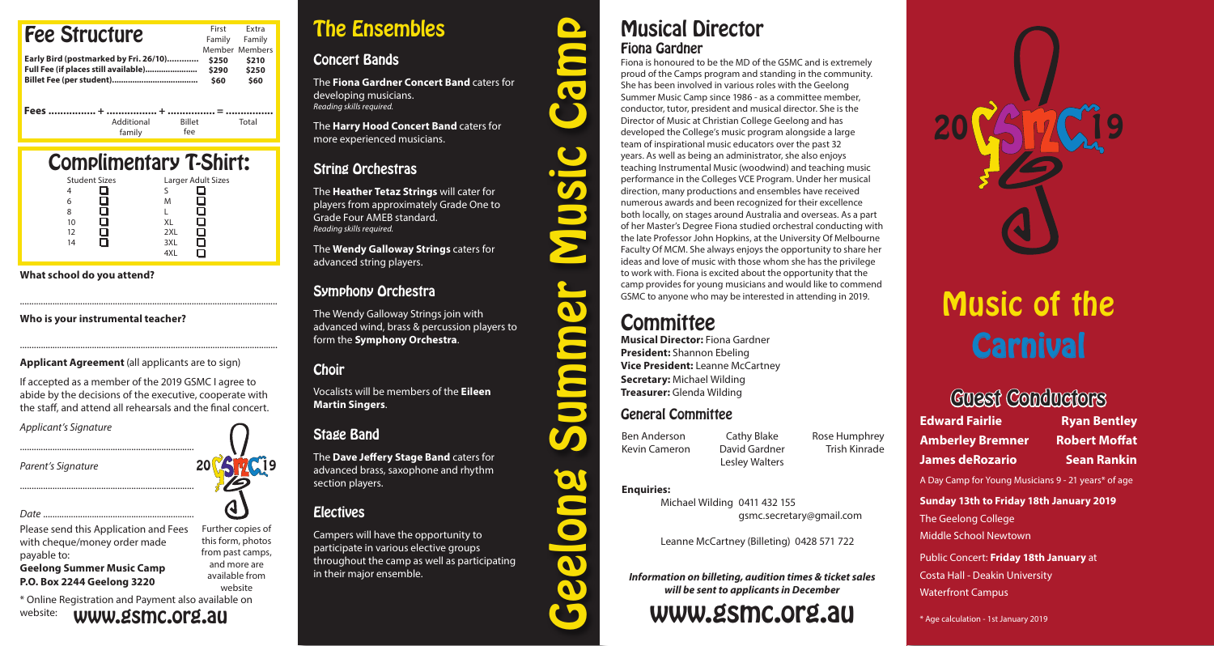## Fee Structure

| | First Family Member | Extra Family Members |
|---|---|---|
| **Early Bird (postmarked by Fri. 26/10)** | **$250** | **$210** |
| **Full Fee (if places still available)** | **$290** | **$250** |
| **Billet Fee (per student)** | **$60** | **$60** |

**Fees** ................ + ................ + ................ = ................

Additional family &nbsp;&nbsp; Billet fee &nbsp;&nbsp; Total

## Complimentary T-Shirt:

| Student Sizes | | Larger Adult Sizes | |
|---|---|---|---|
| 4 | ☐ | S | ☐ |
| 6 | ☐ | M | ☐ |
| 8 | ☐ | L | ☐ |
| 10 | ☐ | XL | ☐ |
| 12 | ☐ | 2XL | ☐ |
| 14 | ☐ | 3XL | ☐ |
| | | 4XL | ☐ |

**What school do you attend?**

..........................................................................................................

**Who is your instrumental teacher?**

..........................................................................................................

**Applicant Agreement** (all applicants are to sign)

If accepted as a member of the 2019 GSMC I agree to abide by the decisions of the executive, cooperate with the staff, and attend all rehearsals and the final concert.

*Applicant's Signature*

........................................................................

*Parent's Signature*

........................................................................

*Date* ................................................................

Please send this Application and Fees with cheque/money order made payable to:

**Geelong Summer Music Camp**
**P.O. Box 2244 Geelong 3220**

Further copies of this form, photos from past camps, and more are available from website

* Online Registration and Payment also available on website: **www.gsmc.org.au**

# The Ensembles

## Concert Bands

The **Fiona Gardner Concert Band** caters for developing musicians.
*Reading skills required.*

The **Harry Hood Concert Band** caters for more experienced musicians.

## String Orchestras

The **Heather Tetaz Strings** will cater for players from approximately Grade One to Grade Four AMEB standard.
*Reading skills required.*

The **Wendy Galloway Strings** caters for advanced string players.

## Symphony Orchestra

The Wendy Galloway Strings join with advanced wind, brass & percussion players to form the **Symphony Orchestra**.

## Choir

Vocalists will be members of the **Eileen Martin Singers**.

## Stage Band

The **Dave Jeffery Stage Band** caters for advanced brass, saxophone and rhythm section players.

## Electives

Campers will have the opportunity to participate in various elective groups throughout the camp as well as participating in their major ensemble.

**Geelong Summer Music Camp**

# Musical Director

## Fiona Gardner

Fiona is honoured to be the MD of the GSMC and is extremely proud of the Camps program and standing in the community. She has been involved in various roles with the Geelong Summer Music Camp since 1986 - as a committee member, conductor, tutor, president and musical director. She is the Director of Music at Christian College Geelong and has developed the College's music program alongside a large team of inspirational music educators over the past 32 years. As well as being an administrator, she also enjoys teaching Instrumental Music (woodwind) and teaching music performance in the Colleges VCE Program. Under her musical direction, many productions and ensembles have received numerous awards and been recognized for their excellence both locally, on stages around Australia and overseas. As a part of her Master's Degree Fiona studied orchestral conducting with the late Professor John Hopkins, at the University Of Melbourne Faculty Of MCM. She always enjoys the opportunity to share her ideas and love of music with those whom she has the privilege to work with. Fiona is excited about the opportunity that the camp provides for young musicians and would like to commend GSMC to anyone who may be interested in attending in 2019.

# Committee

**Musical Director:** Fiona Gardner
**President:** Shannon Ebeling
**Vice President:** Leanne McCartney
**Secretary:** Michael Wilding
**Treasurer:** Glenda Wilding

## General Committee

Ben Anderson, Kevin Cameron, Cathy Blake, David Gardner, Lesley Walters, Rose Humphrey, Trish Kinrade

**Enquiries:**

Michael Wilding 0411 432 155
gsmc.secretary@gmail.com

Leanne McCartney (Billeting) 0428 571 722

***Information on billeting, audition times & ticket sales will be sent to applicants in December***

# www.gsmc.org.au

20 GSMC 19

# Music of the Carnival

## Guest Conductors

| | |
|---|---|
| **Edward Fairlie** | **Ryan Bentley** |
| **Amberley Bremner** | **Robert Moffat** |
| **James deRozario** | **Sean Rankin** |

A Day Camp for Young Musicians 9 - 21 years* of age

**Sunday 13th to Friday 18th January 2019**

The Geelong College
Middle School Newtown

Public Concert: **Friday 18th January** at
Costa Hall - Deakin University
Waterfront Campus

* Age calculation - 1st January 2019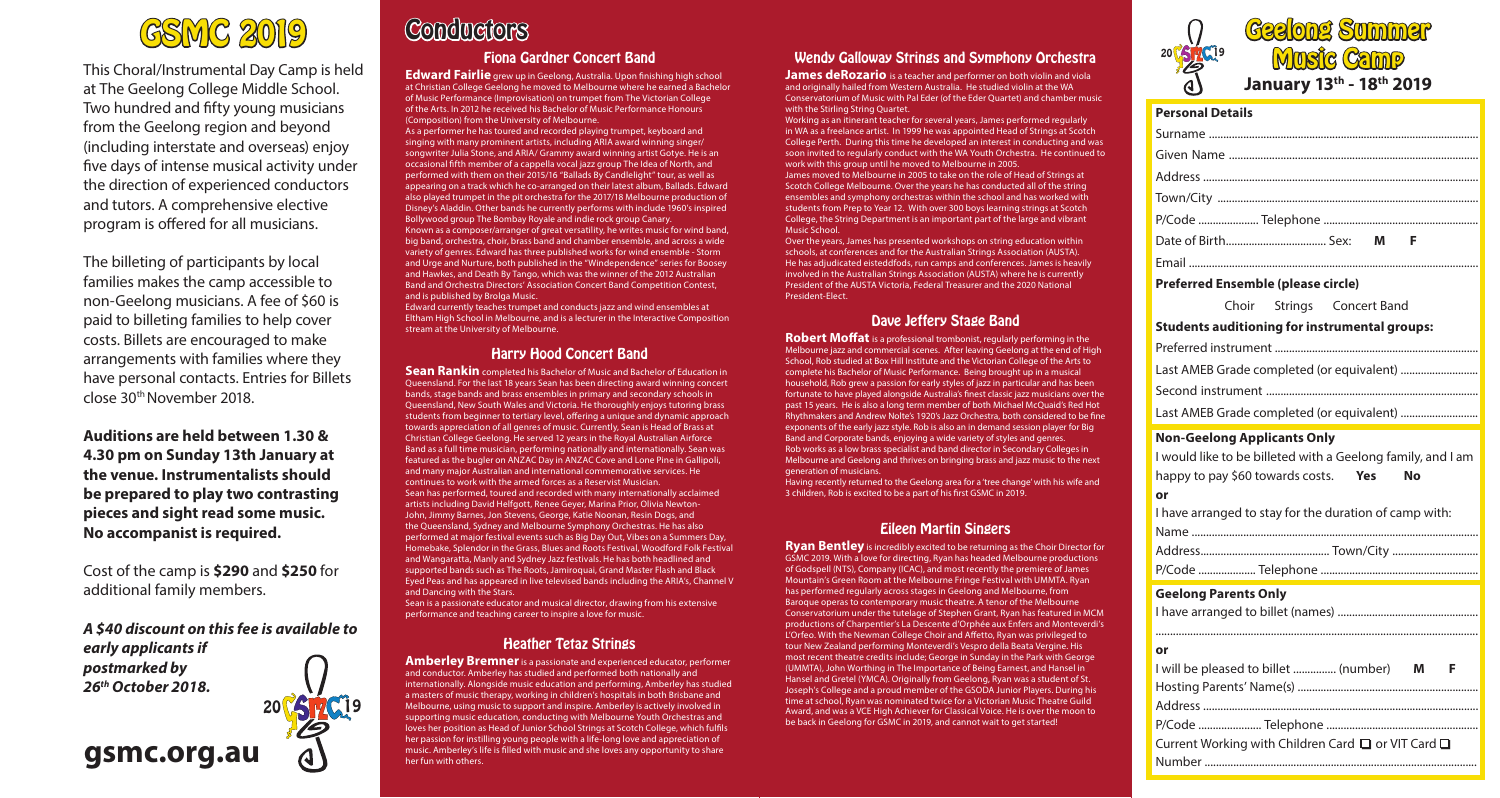# GSMC 2019

This Choral/Instrumental Day Camp is held at The Geelong College Middle School. Two hundred and fifty young musicians from the Geelong region and beyond (including interstate and overseas) enjoy five days of intense musical activity under the direction of experienced conductors and tutors. A comprehensive elective program is offered for all musicians.

The billeting of participants by local families makes the camp accessible to non-Geelong musicians. A fee of $60 is paid to billeting families to help cover costs. Billets are encouraged to make arrangements with families where they have personal contacts. Entries for Billets close 30th November 2018.

**Auditions are held between 1.30 & 4.30 pm on Sunday 13th January at the venue. Instrumentalists should be prepared to play two contrasting pieces and sight read some music. No accompanist is required.**

Cost of the camp is **$290** and **$250** for additional family members.

***A $40 discount on this fee is available to early applicants if postmarked by 26th October 2018.***

**gsmc.org.au**

# Conductors

## Fiona Gardner Concert Band

**Edward Fairlie** grew up in Geelong, Australia. Upon finishing high school at Christian College Geelong he moved to Melbourne where he earned a Bachelor of Music Performance (Improvisation) on trumpet from The Victorian College of the Arts. In 2012 he received his Bachelor of Music Performance Honours (Composition) from the University of Melbourne.

As a performer he has toured and recorded playing trumpet, keyboard and singing with many prominent artists, including ARIA award winning singer/songwriter Julia Stone, and ARIA/ Grammy award winning artist Gotye. He is an occasional fifth member of a cappella vocal jazz group The Idea of North, and performed with them on their 2015/16 "Ballads By Candlelight" tour, as well as appearing on a track which he co-arranged on their latest album, Ballads. Edward also played trumpet in the pit orchestra for the 2017/18 Melbourne production of Disney's Aladdin. Other bands he currently performs with include 1960's inspired Bollywood group The Bombay Royale and indie rock group Canary.

Known as a composer/arranger of great versatility, he writes music for wind band, big band, orchestra, choir, brass band and chamber ensemble, and across a wide variety of genres. Edward has three published works for wind ensemble - Storm and Urge and Nurture, both published in the "Windependence" series for Boosey and Hawkes, and Death By Tango, which was the winner of the 2012 Australian Band and Orchestra Directors' Association Concert Band Competition Contest, and is published by Brolga Music.

Edward currently teaches trumpet and conducts jazz and wind ensembles at Eltham High School in Melbourne, and is a lecturer in the Interactive Composition stream at the University of Melbourne.

## Harry Hood Concert Band

**Sean Rankin** completed his Bachelor of Music and Bachelor of Education in Queensland. For the last 18 years Sean has been directing award winning concert bands, stage bands and brass ensembles in primary and secondary schools in Queensland, New South Wales and Victoria. He thoroughly enjoys tutoring brass students from beginner to tertiary level, offering a unique and dynamic approach towards appreciation of all genres of music. Currently, Sean is Head of Brass at Christian College Geelong. He served 12 years in the Royal Australian Airforce Band as a full time musician, performing nationally and internationally. Sean was featured as the bugler on ANZAC Day in ANZAC Cove and Lone Pine in Gallipoli, and many major Australian and international commemorative services. He continues to work with the armed forces as a Reservist Musician.

Sean has performed, toured and recorded with many internationally acclaimed artists including David Helfgott, Renee Geyer, Marina Prior, Olivia Newton-John, Jimmy Barnes, Jon Stevens, George, Katie Noonan, Resin Dogs, and the Queensland, Sydney and Melbourne Symphony Orchestras. He has also performed at major festival events such as Big Day Out, Vibes on a Summers Day, Homebake, Splendor in the Grass, Blues and Roots Festival, Woodford Folk Festival and Wangaratta, Manly and Sydney Jazz festivals. He has both headlined and supported bands such as The Roots, Jamiroquai, Grand Master Flash and Black Eyed Peas and has appeared in live televised bands including the ARIA's, Channel V and Dancing with the Stars.

Sean is a passionate educator and musical director, drawing from his extensive performance and teaching career to inspire a love for music.

## Heather Tetaz Strings

**Amberley Bremner** is a passionate and experienced educator, performer and conductor. Amberley has studied and performed both nationally and internationally. Alongside music education and performing, Amberley has studied a masters of music therapy, working in children's hospitals in both Brisbane and Melbourne, using music to support and inspire. Amberley is actively involved in supporting music education, conducting with Melbourne Youth Orchestras and loves her position as Head of Junior School Strings at Scotch College, which fulfils her passion for instilling young people with a life-long love and appreciation of music. Amberley's life is filled with music and she loves any opportunity to share her fun with others.

## Wendy Galloway Strings and Symphony Orchestra

**James deRozario** is a teacher and performer on both violin and viola and originally hailed from Western Australia. He studied violin at the WA Conservatorium of Music with Pal Eder (of the Eder Quartet) and chamber music with the Stirling String Quartet.

Working as an itinerant teacher for several years, James performed regularly in WA as a freelance artist. In 1999 he was appointed Head of Strings at Scotch College Perth. During this time he developed an interest in conducting and was soon invited to regularly conduct with the WA Youth Orchestra. He continued to work with this group until he moved to Melbourne in 2005.

James moved to Melbourne in 2005 to take on the role of Head of Strings at Scotch College Melbourne. Over the years he has conducted all of the string ensembles and symphony orchestras within the school and has worked with students from Prep to Year 12. With over 300 boys learning strings at Scotch College, the String Department is an important part of the large and vibrant Music School.

Over the years, James has presented workshops on string education within schools, at conferences and for the Australian Strings Association (AUSTA). He has adjudicated eisteddfods, run camps and conferences. James is heavily involved in the Australian Strings Association (AUSTA) where he is currently President of the AUSTA Victoria, Federal Treasurer and the 2020 National President-Elect.

## Dave Jeffery Stage Band

**Robert Moffat** is a professional trombonist, regularly performing in the Melbourne jazz and commercial scenes. After leaving Geelong at the end of High School, Rob studied at Box Hill Institute and the Victorian College of the Arts to complete his Bachelor of Music Performance. Being brought up in a musical household, Rob grew a passion for early styles of jazz in particular and has been fortunate to have played alongside Australia's finest classic jazz musicians over the past 15 years. He is also a long time member of both Michael McQuaid's Red Hot Rhythmakers and Andrew Nolte's 1920's Jazz Orchestra, both considered to be fine exponents of the early jazz style. Rob is also an in demand session player for Big Band and Corporate bands, enjoying a wide variety of styles and genres.

Rob works as a low brass specialist and band director in Secondary Colleges in Melbourne and Geelong and thrives on bringing brass and jazz music to the next generation of musicians.

Having recently returned to the Geelong area for a 'tree change' with his wife and 3 children, Rob is excited to be a part of his first GSMC in 2019.

## Eileen Martin Singers

**Ryan Bentley** is incredibly excited to be returning as the Choir Director for GSMC 2019. With a love for directing, Ryan has headed Melbourne productions of Godspell (NTS), Company (ICAC), and most recently the premiere of James Mountain's Green Room at the Melbourne Fringe Festival with UMMTA. Ryan has performed regularly across stages in Geelong and Melbourne, from Baroque operas to contemporary music theatre. A tenor of the Melbourne Conservatorium under the tutelage of Stephen Grant, Ryan has featured in MCM productions of Charpentier's La Descente d'Orphée aux Enfers and Monteverdi's L'Orfeo. With the Newman College Choir and Affetto, Ryan was privileged to tour New Zealand performing Monteverdi's Vespro della Beata Vergine. His most recent theatre credits include; George in Sunday in the Park with George (UMMTA), John Worthing in The Importance of Being Earnest, and Hansel in Hansel and Gretel (YMCA). Originally from Geelong, Ryan was a student of St. Joseph's College and a proud member of the GSODA Junior Players. During his time at school, Ryan was nominated twice for a Victorian Music Theatre Guild Award, and was a VCE High Achiever for Classical Voice. He is over the moon to be back in Geelong for GSMC in 2019, and cannot wait to get started!

# Geelong Summer Music Camp

**January 13th - 18th 2019**

### Personal Details

Surname ..........

Given Name ..........

Address ..........

Town/City ..........

P/Code .......... Telephone ..........

Date of Birth.......... Sex: **M** **F**

Email ..........

**Preferred Ensemble (please circle)**

Choir Strings Concert Band

**Students auditioning for instrumental groups:**

Preferred instrument ..........

Last AMEB Grade completed (or equivalent) ..........

Second instrument ..........

Last AMEB Grade completed (or equivalent) ..........

### Non-Geelong Applicants Only

I would like to be billeted with a Geelong family, and I am happy to pay $60 towards costs. **Yes** **No**

**or**

I have arranged to stay for the duration of camp with:

Name ..........

Address.......... Town/City ..........

P/Code .......... Telephone ..........

### Geelong Parents Only

I have arranged to billet (names) ..........

..........

**or**

I will be pleased to billet .......... (number) **M** **F**

Hosting Parents' Name(s) ..........

Address ..........

P/Code .......... Telephone ..........

Current Working with Children Card ☐ or VIT Card ☐

Number ..........